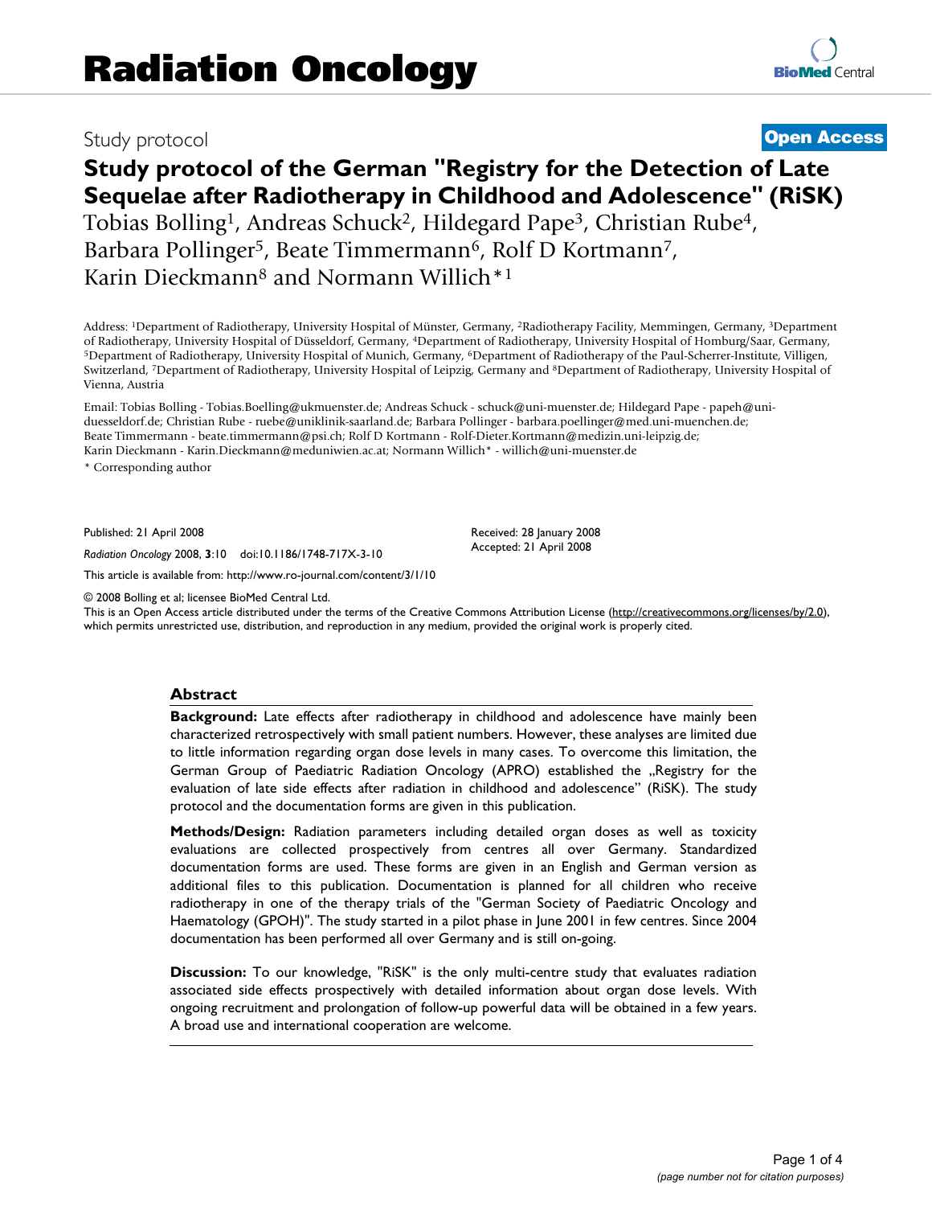Study protocol

**Open Access**

# Study protocol of the German "Registry for the Detection of Late Sequelae after Radiotherapy in Childhood and Adolescence" (RiSK)

Tobias Bolling[1], Andreas Schuck[2], Hildegard Pape[3], Christian Rube[4], Barbara Pollinger[5], Beate Timmermann[6], Rolf D Kortmann[7], Karin Dieckmann[8] and Normann Willich*[1]

Address: [1]Department of Radiotherapy, University Hospital of Münster, Germany, [2]Radiotherapy Facility, Memmingen, Germany, [3]Department of Radiotherapy, University Hospital of Düsseldorf, Germany, [4]Department of Radiotherapy, University Hospital of Homburg/Saar, Germany, [5]Department of Radiotherapy, University Hospital of Munich, Germany, [6]Department of Radiotherapy of the Paul-Scherrer-Institute, Villigen, Switzerland, [7]Department of Radiotherapy, University Hospital of Leipzig, Germany and [8]Department of Radiotherapy, University Hospital of Vienna, Austria

Email: Tobias Bolling - Tobias.Boelling@ukmuenster.de; Andreas Schuck - schuck@uni-muenster.de; Hildegard Pape - papeh@uni-duesseldorf.de; Christian Rube - ruebe@uniklinik-saarland.de; Barbara Pollinger - barbara.poellinger@med.uni-muenchen.de; Beate Timmermann - beate.timmermann@psi.ch; Rolf D Kortmann - Rolf-Dieter.Kortmann@medizin.uni-leipzig.de; Karin Dieckmann - Karin.Dieckmann@meduniwien.ac.at; Normann Willich* - willich@uni-muenster.de

\* Corresponding author

Published: 21 April 2008

*Radiation Oncology* 2008, **3**:10 doi:10.1186/1748-717X-3-10

Received: 28 January 2008
Accepted: 21 April 2008

This article is available from: http://www.ro-journal.com/content/3/1/10

© 2008 Bolling et al; licensee BioMed Central Ltd.
This is an Open Access article distributed under the terms of the Creative Commons Attribution License (http://creativecommons.org/licenses/by/2.0), which permits unrestricted use, distribution, and reproduction in any medium, provided the original work is properly cited.

## Abstract

**Background:** Late effects after radiotherapy in childhood and adolescence have mainly been characterized retrospectively with small patient numbers. However, these analyses are limited due to little information regarding organ dose levels in many cases. To overcome this limitation, the German Group of Paediatric Radiation Oncology (APRO) established the „Registry for the evaluation of late side effects after radiation in childhood and adolescence" (RiSK). The study protocol and the documentation forms are given in this publication.

**Methods/Design:** Radiation parameters including detailed organ doses as well as toxicity evaluations are collected prospectively from centres all over Germany. Standardized documentation forms are used. These forms are given in an English and German version as additional files to this publication. Documentation is planned for all children who receive radiotherapy in one of the therapy trials of the "German Society of Paediatric Oncology and Haematology (GPOH)". The study started in a pilot phase in June 2001 in few centres. Since 2004 documentation has been performed all over Germany and is still on-going.

**Discussion:** To our knowledge, "RiSK" is the only multi-centre study that evaluates radiation associated side effects prospectively with detailed information about organ dose levels. With ongoing recruitment and prolongation of follow-up powerful data will be obtained in a few years. A broad use and international cooperation are welcome.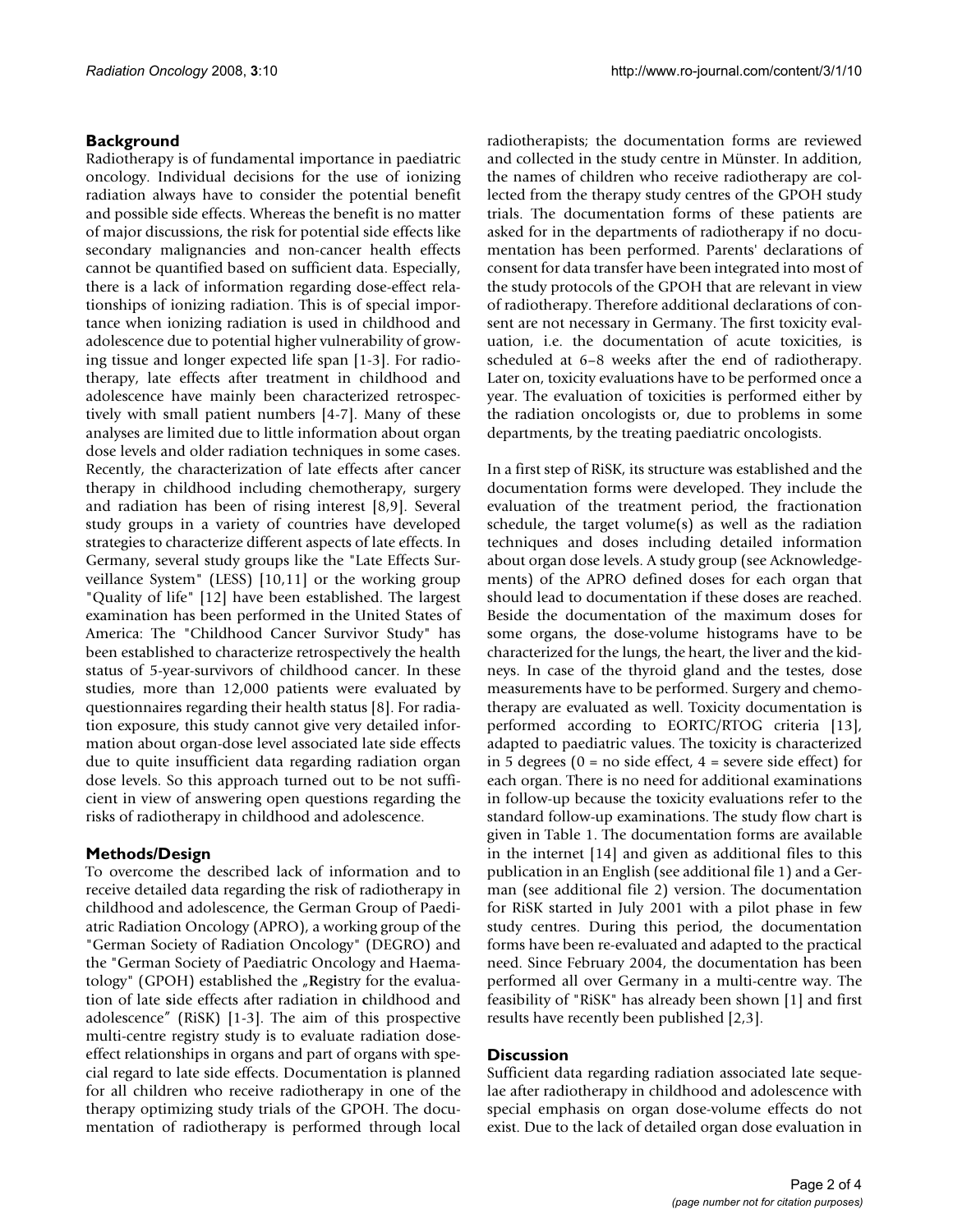## Background

Radiotherapy is of fundamental importance in paediatric oncology. Individual decisions for the use of ionizing radiation always have to consider the potential benefit and possible side effects. Whereas the benefit is no matter of major discussions, the risk for potential side effects like secondary malignancies and non-cancer health effects cannot be quantified based on sufficient data. Especially, there is a lack of information regarding dose-effect relationships of ionizing radiation. This is of special importance when ionizing radiation is used in childhood and adolescence due to potential higher vulnerability of growing tissue and longer expected life span [1-3]. For radiotherapy, late effects after treatment in childhood and adolescence have mainly been characterized retrospectively with small patient numbers [4-7]. Many of these analyses are limited due to little information about organ dose levels and older radiation techniques in some cases. Recently, the characterization of late effects after cancer therapy in childhood including chemotherapy, surgery and radiation has been of rising interest [8,9]. Several study groups in a variety of countries have developed strategies to characterize different aspects of late effects. In Germany, several study groups like the "Late Effects Surveillance System" (LESS) [10,11] or the working group "Quality of life" [12] have been established. The largest examination has been performed in the United States of America: The "Childhood Cancer Survivor Study" has been established to characterize retrospectively the health status of 5-year-survivors of childhood cancer. In these studies, more than 12,000 patients were evaluated by questionnaires regarding their health status [8]. For radiation exposure, this study cannot give very detailed information about organ-dose level associated late side effects due to quite insufficient data regarding radiation organ dose levels. So this approach turned out to be not sufficient in view of answering open questions regarding the risks of radiotherapy in childhood and adolescence.

## Methods/Design

To overcome the described lack of information and to receive detailed data regarding the risk of radiotherapy in childhood and adolescence, the German Group of Paediatric Radiation Oncology (APRO), a working group of the "German Society of Radiation Oncology" (DEGRO) and the "German Society of Paediatric Oncology and Haematology" (GPOH) established the „**R**eg**i**stry for the evaluation of late **s**ide effects after radiation in **c**hildhood and adolescence" (RiSK) [1-3]. The aim of this prospective multi-centre registry study is to evaluate radiation dose-effect relationships in organs and part of organs with special regard to late side effects. Documentation is planned for all children who receive radiotherapy in one of the therapy optimizing study trials of the GPOH. The documentation of radiotherapy is performed through local radiotherapists; the documentation forms are reviewed and collected in the study centre in Münster. In addition, the names of children who receive radiotherapy are collected from the therapy study centres of the GPOH study trials. The documentation forms of these patients are asked for in the departments of radiotherapy if no documentation has been performed. Parents' declarations of consent for data transfer have been integrated into most of the study protocols of the GPOH that are relevant in view of radiotherapy. Therefore additional declarations of consent are not necessary in Germany. The first toxicity evaluation, i.e. the documentation of acute toxicities, is scheduled at 6–8 weeks after the end of radiotherapy. Later on, toxicity evaluations have to be performed once a year. The evaluation of toxicities is performed either by the radiation oncologists or, due to problems in some departments, by the treating paediatric oncologists.

In a first step of RiSK, its structure was established and the documentation forms were developed. They include the evaluation of the treatment period, the fractionation schedule, the target volume(s) as well as the radiation techniques and doses including detailed information about organ dose levels. A study group (see Acknowledgements) of the APRO defined doses for each organ that should lead to documentation if these doses are reached. Beside the documentation of the maximum doses for some organs, the dose-volume histograms have to be characterized for the lungs, the heart, the liver and the kidneys. In case of the thyroid gland and the testes, dose measurements have to be performed. Surgery and chemotherapy are evaluated as well. Toxicity documentation is performed according to EORTC/RTOG criteria [13], adapted to paediatric values. The toxicity is characterized in 5 degrees (0 = no side effect, 4 = severe side effect) for each organ. There is no need for additional examinations in follow-up because the toxicity evaluations refer to the standard follow-up examinations. The study flow chart is given in Table 1. The documentation forms are available in the internet [14] and given as additional files to this publication in an English (see additional file 1) and a German (see additional file 2) version. The documentation for RiSK started in July 2001 with a pilot phase in few study centres. During this period, the documentation forms have been re-evaluated and adapted to the practical need. Since February 2004, the documentation has been performed all over Germany in a multi-centre way. The feasibility of "RiSK" has already been shown [1] and first results have recently been published [2,3].

## Discussion

Sufficient data regarding radiation associated late sequelae after radiotherapy in childhood and adolescence with special emphasis on organ dose-volume effects do not exist. Due to the lack of detailed organ dose evaluation in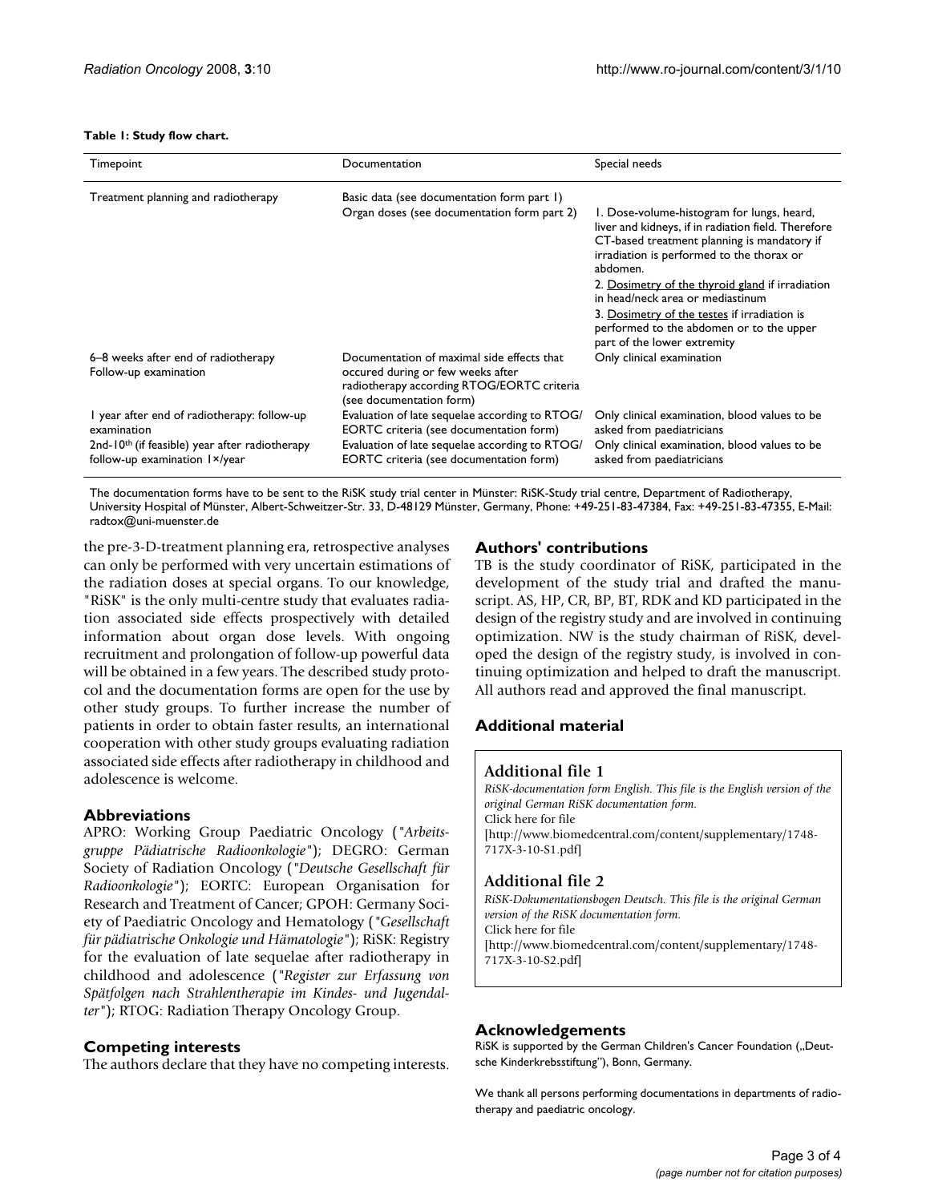**Table 1: Study flow chart.**

| Timepoint | Documentation | Special needs |
| --- | --- | --- |
| Treatment planning and radiotherapy | Basic data (see documentation form part 1)<br>Organ doses (see documentation form part 2) | 1. Dose-volume-histogram for lungs, heard, liver and kidneys, if in radiation field. Therefore CT-based treatment planning is mandatory if irradiation is performed to the thorax or abdomen.<br>2. Dosimetry of the thyroid gland if irradiation in head/neck area or mediastinum<br>3. Dosimetry of the testes if irradiation is performed to the abdomen or to the upper part of the lower extremity |
| 6–8 weeks after end of radiotherapy Follow-up examination | Documentation of maximal side effects that occured during or few weeks after radiotherapy according RTOG/EORTC criteria (see documentation form) | Only clinical examination |
| 1 year after end of radiotherapy: follow-up examination | Evaluation of late sequelae according to RTOG/EORTC criteria (see documentation form) | Only clinical examination, blood values to be asked from paediatricians |
| 2nd-10th (if feasible) year after radiotherapy follow-up examination 1×/year | Evaluation of late sequelae according to RTOG/EORTC criteria (see documentation form) | Only clinical examination, blood values to be asked from paediatricians |

The documentation forms have to be sent to the RiSK study trial center in Münster: RiSK-Study trial centre, Department of Radiotherapy, University Hospital of Münster, Albert-Schweitzer-Str. 33, D-48129 Münster, Germany, Phone: +49-251-83-47384, Fax: +49-251-83-47355, E-Mail: radtox@uni-muenster.de

the pre-3-D-treatment planning era, retrospective analyses can only be performed with very uncertain estimations of the radiation doses at special organs. To our knowledge, "RiSK" is the only multi-centre study that evaluates radiation associated side effects prospectively with detailed information about organ dose levels. With ongoing recruitment and prolongation of follow-up powerful data will be obtained in a few years. The described study protocol and the documentation forms are open for the use by other study groups. To further increase the number of patients in order to obtain faster results, an international cooperation with other study groups evaluating radiation associated side effects after radiotherapy in childhood and adolescence is welcome.

## Abbreviations

APRO: Working Group Paediatric Oncology ("*Arbeitsgruppe Pädiatrische Radioonkologie*"); DEGRO: German Society of Radiation Oncology ("*Deutsche Gesellschaft für Radioonkologie*"); EORTC: European Organisation for Research and Treatment of Cancer; GPOH: Germany Society of Paediatric Oncology and Hematology ("*Gesellschaft für pädiatrische Onkologie und Hämatologie*"); RiSK: Registry for the evaluation of late sequelae after radiotherapy in childhood and adolescence ("*Register zur Erfassung von Spätfolgen nach Strahlentherapie im Kindes- und Jugendalter*"); RTOG: Radiation Therapy Oncology Group.

## Competing interests

The authors declare that they have no competing interests.

## Authors' contributions

TB is the study coordinator of RiSK, participated in the development of the study trial and drafted the manuscript. AS, HP, CR, BP, BT, RDK and KD participated in the design of the registry study and are involved in continuing optimization. NW is the study chairman of RiSK, developed the design of the registry study, is involved in continuing optimization and helped to draft the manuscript. All authors read and approved the final manuscript.

## Additional material

### Additional file 1

*RiSK-documentation form English. This file is the English version of the original German RiSK documentation form.*
Click here for file
[http://www.biomedcentral.com/content/supplementary/1748-717X-3-10-S1.pdf]

### Additional file 2

*RiSK-Dokumentationsbogen Deutsch. This file is the original German version of the RiSK documentation form.*
Click here for file
[http://www.biomedcentral.com/content/supplementary/1748-717X-3-10-S2.pdf]

## Acknowledgements

RiSK is supported by the German Children's Cancer Foundation („Deutsche Kinderkrebsstiftung"), Bonn, Germany.

We thank all persons performing documentations in departments of radiotherapy and paediatric oncology.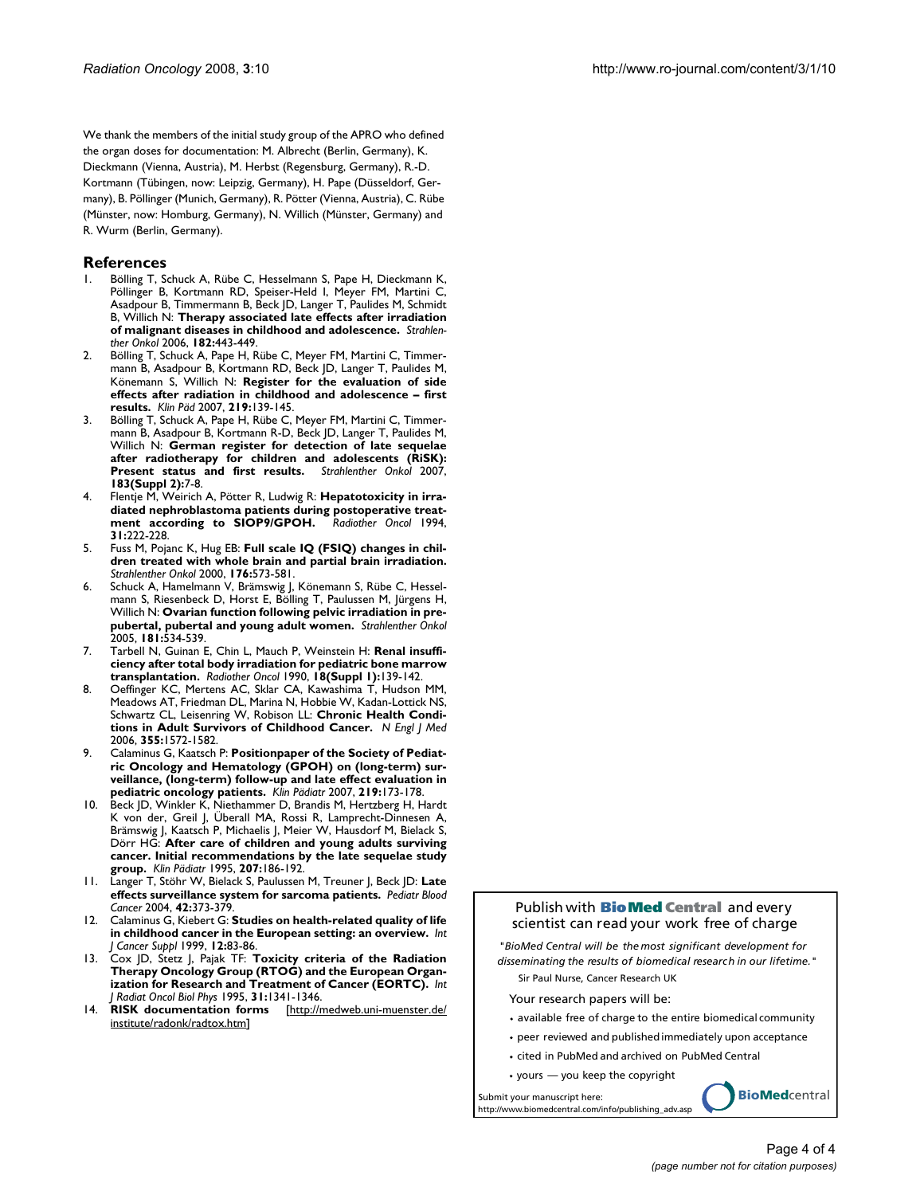We thank the members of the initial study group of the APRO who defined the organ doses for documentation: M. Albrecht (Berlin, Germany), K. Dieckmann (Vienna, Austria), M. Herbst (Regensburg, Germany), R.-D. Kortmann (Tübingen, now: Leipzig, Germany), H. Pape (Düsseldorf, Germany), B. Pöllinger (Munich, Germany), R. Pötter (Vienna, Austria), C. Rübe (Münster, now: Homburg, Germany), N. Willich (Münster, Germany) and R. Wurm (Berlin, Germany).

## References

1. Bölling T, Schuck A, Rübe C, Hesselmann S, Pape H, Dieckmann K, Pöllinger B, Kortmann RD, Speiser-Held I, Meyer FM, Martini C, Asadpour B, Timmermann B, Beck JD, Langer T, Paulides M, Schmidt B, Willich N: **Therapy associated late effects after irradiation of malignant diseases in childhood and adolescence.** *Strahlenther Onkol* 2006, **182:**443-449.
2. Bölling T, Schuck A, Pape H, Rübe C, Meyer FM, Martini C, Timmermann B, Asadpour B, Kortmann RD, Beck JD, Langer T, Paulides M, Könemann S, Willich N: **Register for the evaluation of side effects after radiation in childhood and adolescence – first results.** *Klin Päd* 2007, **219:**139-145.
3. Bölling T, Schuck A, Pape H, Rübe C, Meyer FM, Martini C, Timmermann B, Asadpour B, Kortmann R-D, Beck JD, Langer T, Paulides M, Willich N: **German register for detection of late sequelae after radiotherapy for children and adolescents (RiSK): Present status and first results.** *Strahlenther Onkol* 2007, **183(Suppl 2):**7-8.
4. Flentje M, Weirich A, Pötter R, Ludwig R: **Hepatotoxicity in irradiated nephroblastoma patients during postoperative treatment according to SIOP9/GPOH.** *Radiother Oncol* 1994, **31:**222-228.
5. Fuss M, Pojanc K, Hug EB: **Full scale IQ (FSIQ) changes in children treated with whole brain and partial brain irradiation.** *Strahlenther Onkol* 2000, **176:**573-581.
6. Schuck A, Hamelmann V, Brämswig J, Könemann S, Rübe C, Hesselmann S, Riesenbeck D, Horst E, Bölling T, Paulussen M, Jürgens H, Willich N: **Ovarian function following pelvic irradiation in prepubertal, pubertal and young adult women.** *Strahlenther Onkol* 2005, **181:**534-539.
7. Tarbell N, Guinan E, Chin L, Mauch P, Weinstein H: **Renal insufficiency after total body irradiation for pediatric bone marrow transplantation.** *Radiother Oncol* 1990, **18(Suppl 1):**139-142.
8. Oeffinger KC, Mertens AC, Sklar CA, Kawashima T, Hudson MM, Meadows AT, Friedman DL, Marina N, Hobbie W, Kadan-Lottick NS, Schwartz CL, Leisenring W, Robison LL: **Chronic Health Conditions in Adult Survivors of Childhood Cancer.** *N Engl J Med* 2006, **355:**1572-1582.
9. Calaminus G, Kaatsch P: **Positionpaper of the Society of Pediatric Oncology and Hematology (GPOH) on (long-term) surveillance, (long-term) follow-up and late effect evaluation in pediatric oncology patients.** *Klin Pädiatr* 2007, **219:**173-178.
10. Beck JD, Winkler K, Niethammer D, Brandis M, Hertzberg H, Hardt K von der, Greil J, Überall MA, Rossi R, Lamprecht-Dinnesen A, Brämswig J, Kaatsch P, Michaelis J, Meier W, Hausdorf M, Bielack S, Dörr HG: **After care of children and young adults surviving cancer. Initial recommendations by the late sequelae study group.** *Klin Pädiatr* 1995, **207:**186-192.
11. Langer T, Stöhr W, Bielack S, Paulussen M, Treuner J, Beck JD: **Late effects surveillance system for sarcoma patients.** *Pediatr Blood Cancer* 2004, **42:**373-379.
12. Calaminus G, Kiebert G: **Studies on health-related quality of life in childhood cancer in the European setting: an overview.** *Int J Cancer Suppl* 1999, **12:**83-86.
13. Cox JD, Stetz J, Pajak TF: **Toxicity criteria of the Radiation Therapy Oncology Group (RTOG) and the European Organization for Research and Treatment of Cancer (EORTC).** *Int J Radiat Oncol Biol Phys* 1995, **31:**1341-1346.
14. **RISK documentation forms** [http://medweb.uni-muenster.de/institute/radonk/radtox.htm]